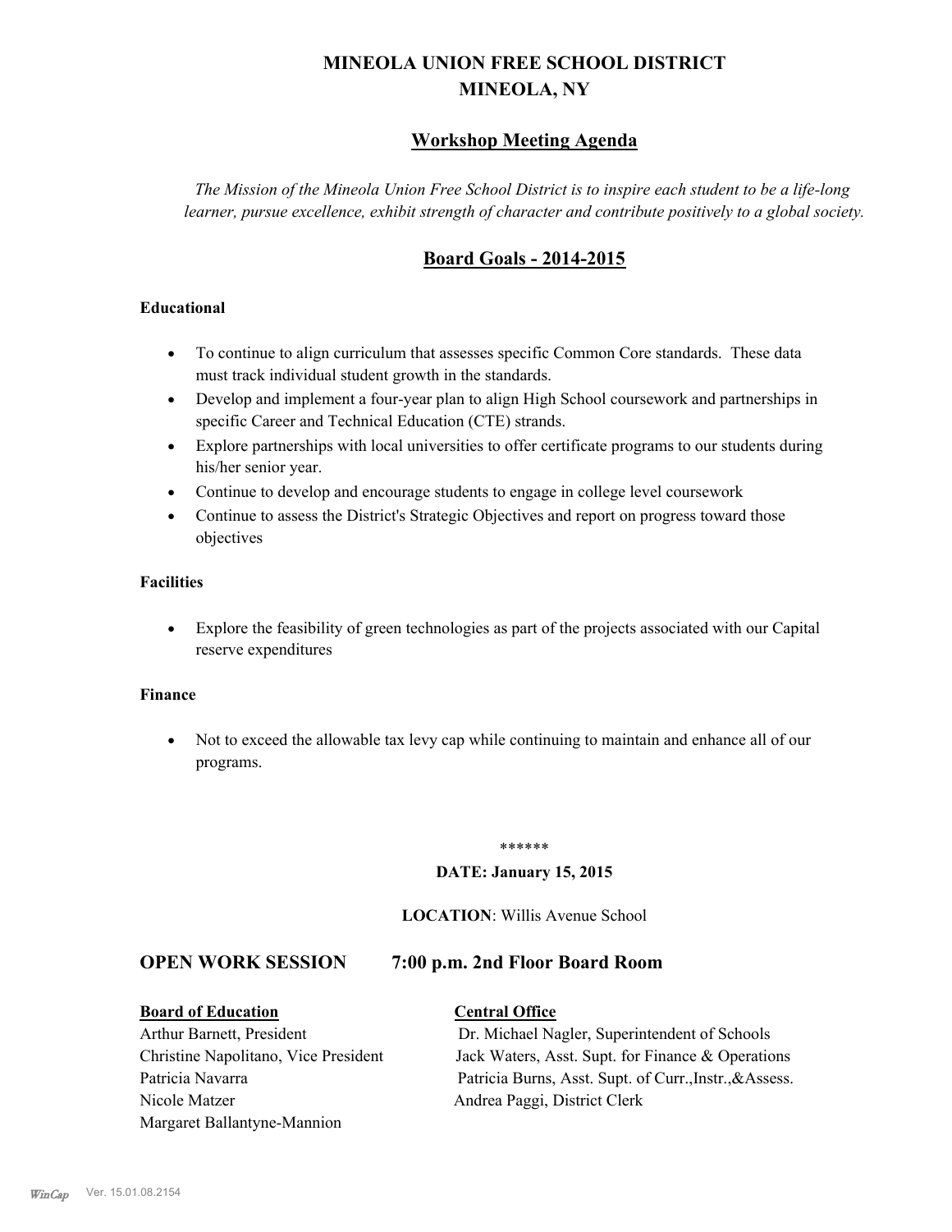# MINEOLA UNION FREE SCHOOL DISTRICT
# MINEOLA, NY

## Workshop Meeting Agenda

*The Mission of the Mineola Union Free School District is to inspire each student to be a life-long learner, pursue excellence, exhibit strength of character and contribute positively to a global society.*

## Board Goals - 2014-2015

**Educational**

- To continue to align curriculum that assesses specific Common Core standards. These data must track individual student growth in the standards.
- Develop and implement a four-year plan to align High School coursework and partnerships in specific Career and Technical Education (CTE) strands.
- Explore partnerships with local universities to offer certificate programs to our students during his/her senior year.
- Continue to develop and encourage students to engage in college level coursework
- Continue to assess the District's Strategic Objectives and report on progress toward those objectives

**Facilities**

- Explore the feasibility of green technologies as part of the projects associated with our Capital reserve expenditures

**Finance**

- Not to exceed the allowable tax levy cap while continuing to maintain and enhance all of our programs.

******

**DATE: January 15, 2015**

**LOCATION**: Willis Avenue School

## OPEN WORK SESSION 7:00 p.m. 2nd Floor Board Room

| **Board of Education** | **Central Office** |
|---|---|
| Arthur Barnett, President | Dr. Michael Nagler, Superintendent of Schools |
| Christine Napolitano, Vice President | Jack Waters, Asst. Supt. for Finance & Operations |
| Patricia Navarra | Patricia Burns, Asst. Supt. of Curr.,Instr.,&Assess. |
| Nicole Matzer | Andrea Paggi, District Clerk |
| Margaret Ballantyne-Mannion | |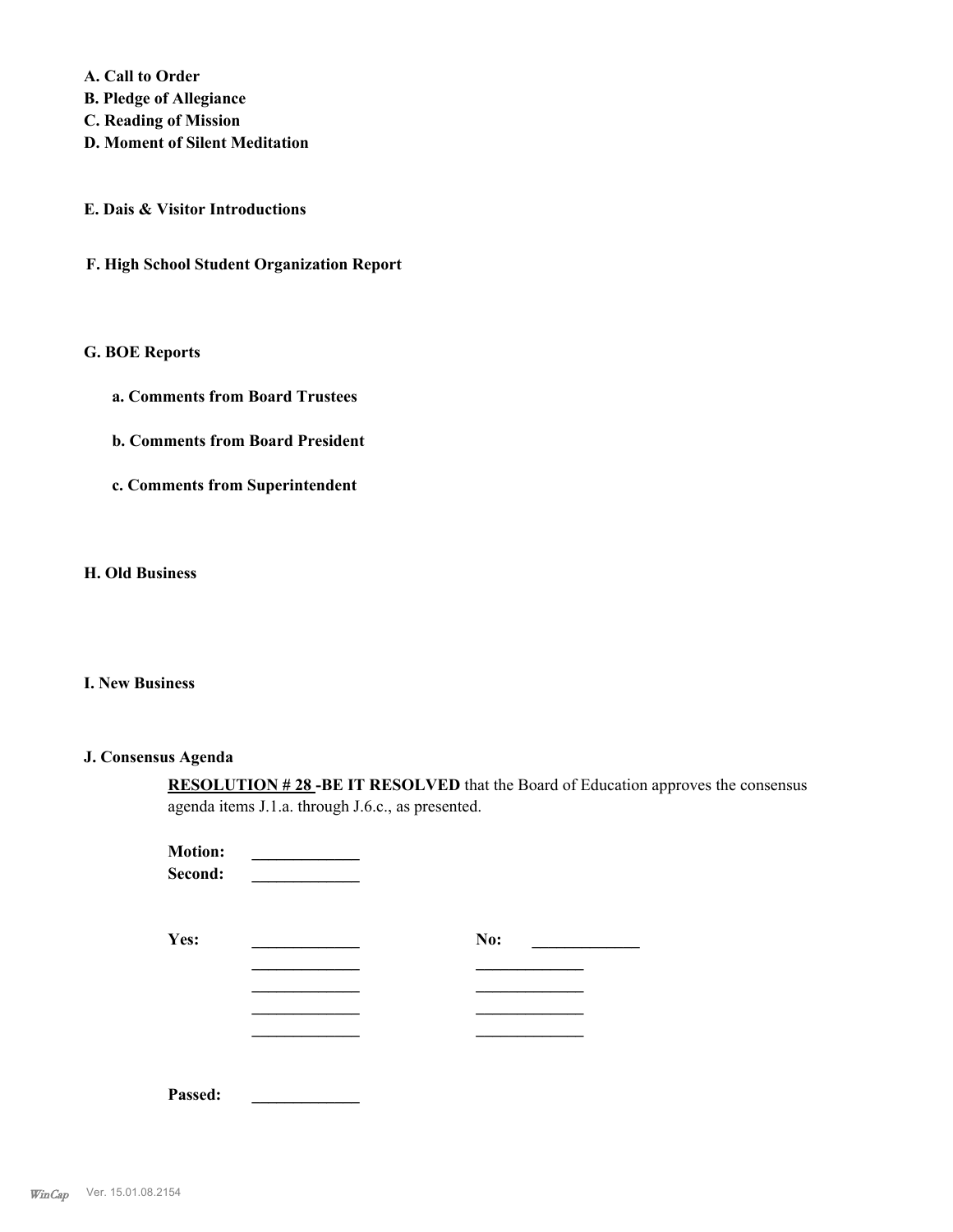**A. Call to Order**
**B. Pledge of Allegiance**
**C. Reading of Mission**
**D. Moment of Silent Meditation**

**E. Dais & Visitor Introductions**

**F. High School Student Organization Report**

**G. BOE Reports**

**a. Comments from Board Trustees**

**b. Comments from Board President**

**c. Comments from Superintendent**

**H. Old Business**

**I. New Business**

**J. Consensus Agenda**

**RESOLUTION # 28 -BE IT RESOLVED** that the Board of Education approves the consensus agenda items J.1.a. through J.6.c., as presented.

**Motion:** _____________
**Second:** _____________

**Yes:** _____________ **No:** _____________
_____________ _____________
_____________ _____________
_____________ _____________
_____________ _____________

**Passed:** _____________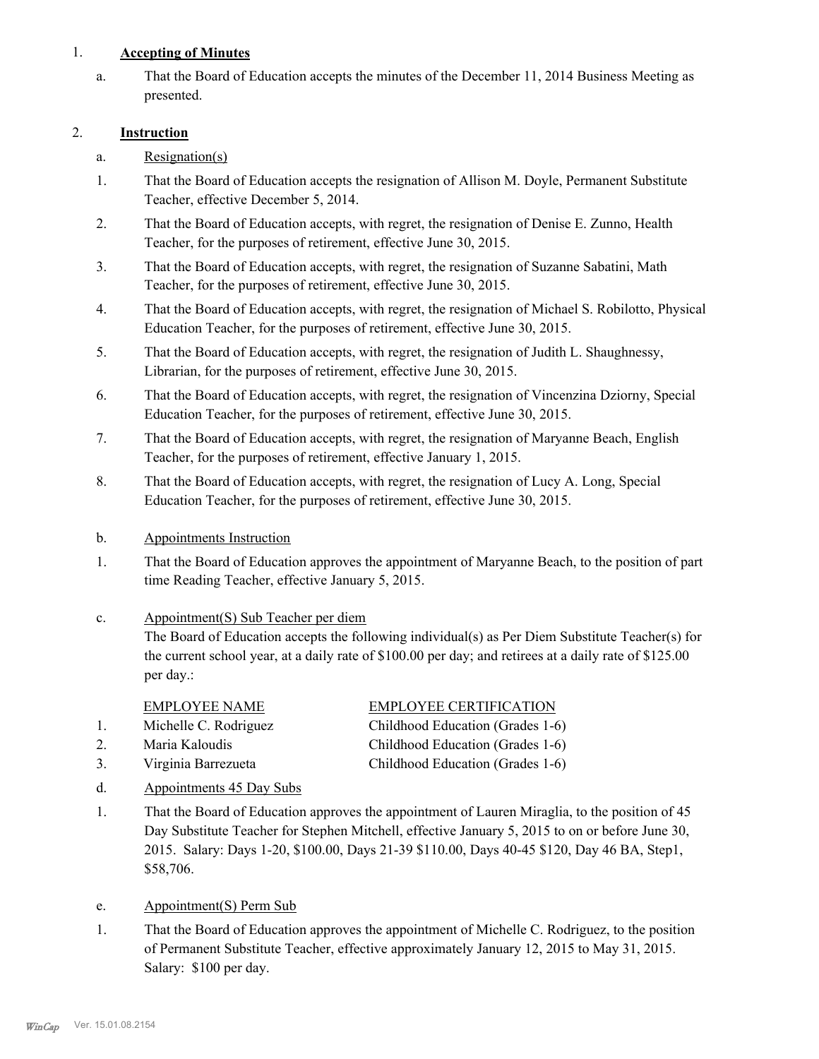1. **Accepting of Minutes**

   a. That the Board of Education accepts the minutes of the December 11, 2014 Business Meeting as presented.

2. **Instruction**

   a. Resignation(s)

   1. That the Board of Education accepts the resignation of Allison M. Doyle, Permanent Substitute Teacher, effective December 5, 2014.
   2. That the Board of Education accepts, with regret, the resignation of Denise E. Zunno, Health Teacher, for the purposes of retirement, effective June 30, 2015.
   3. That the Board of Education accepts, with regret, the resignation of Suzanne Sabatini, Math Teacher, for the purposes of retirement, effective June 30, 2015.
   4. That the Board of Education accepts, with regret, the resignation of Michael S. Robilotto, Physical Education Teacher, for the purposes of retirement, effective June 30, 2015.
   5. That the Board of Education accepts, with regret, the resignation of Judith L. Shaughnessy, Librarian, for the purposes of retirement, effective June 30, 2015.
   6. That the Board of Education accepts, with regret, the resignation of Vincenzina Dziorny, Special Education Teacher, for the purposes of retirement, effective June 30, 2015.
   7. That the Board of Education accepts, with regret, the resignation of Maryanne Beach, English Teacher, for the purposes of retirement, effective January 1, 2015.
   8. That the Board of Education accepts, with regret, the resignation of Lucy A. Long, Special Education Teacher, for the purposes of retirement, effective June 30, 2015.

   b. Appointments Instruction

   1. That the Board of Education approves the appointment of Maryanne Beach, to the position of part time Reading Teacher, effective January 5, 2015.

   c. Appointment(S) Sub Teacher per diem

   The Board of Education accepts the following individual(s) as Per Diem Substitute Teacher(s) for the current school year, at a daily rate of $100.00 per day; and retirees at a daily rate of $125.00 per day.:

   | | EMPLOYEE NAME | EMPLOYEE CERTIFICATION |
   |---|---|---|
   | 1. | Michelle C. Rodriguez | Childhood Education (Grades 1-6) |
   | 2. | Maria Kaloudis | Childhood Education (Grades 1-6) |
   | 3. | Virginia Barrezueta | Childhood Education (Grades 1-6) |

   d. Appointments 45 Day Subs

   1. That the Board of Education approves the appointment of Lauren Miraglia, to the position of 45 Day Substitute Teacher for Stephen Mitchell, effective January 5, 2015 to on or before June 30, 2015. Salary: Days 1-20, $100.00, Days 21-39 $110.00, Days 40-45 $120, Day 46 BA, Step1, $58,706.

   e. Appointment(S) Perm Sub

   1. That the Board of Education approves the appointment of Michelle C. Rodriguez, to the position of Permanent Substitute Teacher, effective approximately January 12, 2015 to May 31, 2015. Salary: $100 per day.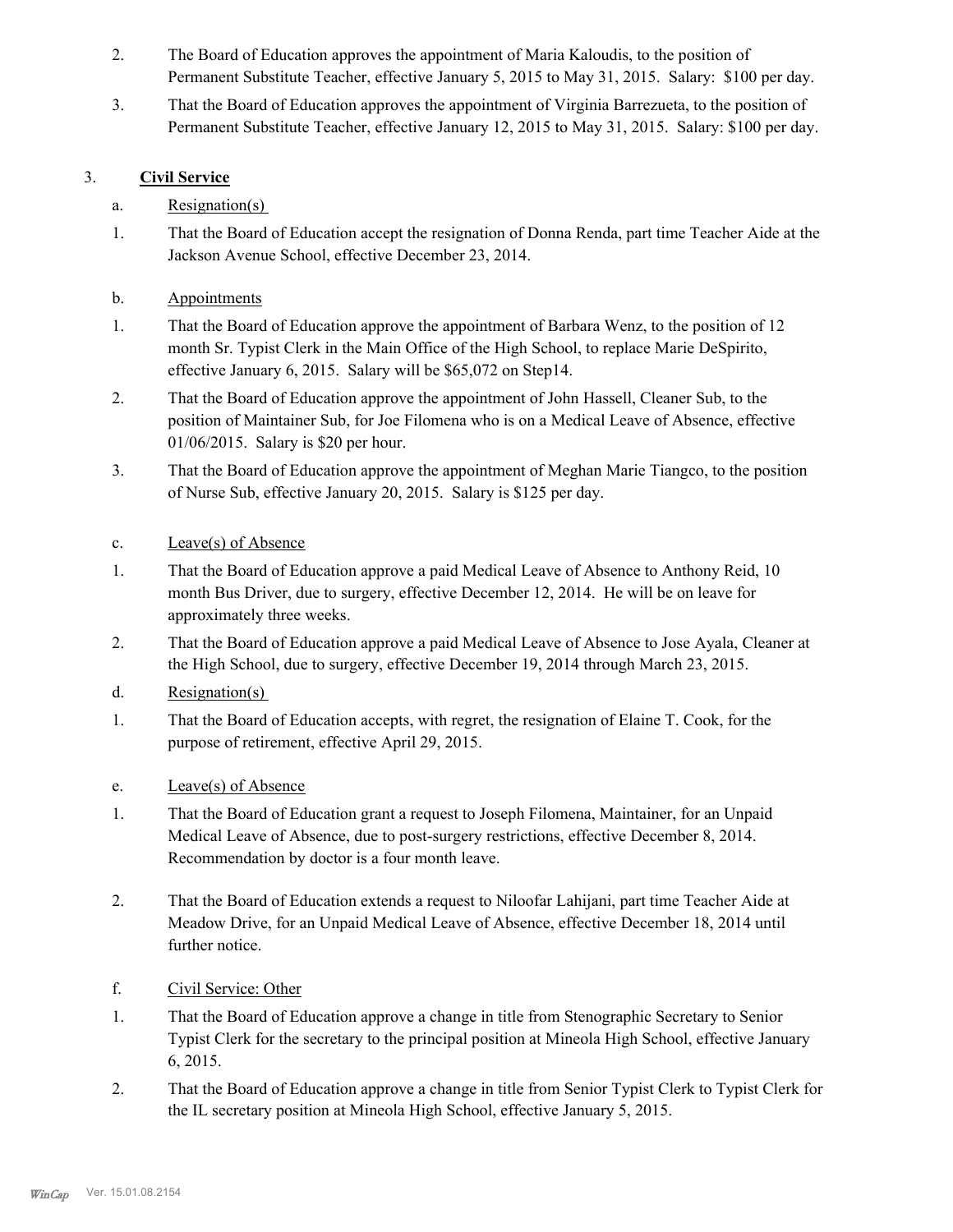2. The Board of Education approves the appointment of Maria Kaloudis, to the position of Permanent Substitute Teacher, effective January 5, 2015 to May 31, 2015. Salary: $100 per day.

3. That the Board of Education approves the appointment of Virginia Barrezueta, to the position of Permanent Substitute Teacher, effective January 12, 2015 to May 31, 2015. Salary: $100 per day.

3. **Civil Service**

a. Resignation(s)

1. That the Board of Education accept the resignation of Donna Renda, part time Teacher Aide at the Jackson Avenue School, effective December 23, 2014.

b. Appointments

1. That the Board of Education approve the appointment of Barbara Wenz, to the position of 12 month Sr. Typist Clerk in the Main Office of the High School, to replace Marie DeSpirito, effective January 6, 2015. Salary will be $65,072 on Step14.

2. That the Board of Education approve the appointment of John Hassell, Cleaner Sub, to the position of Maintainer Sub, for Joe Filomena who is on a Medical Leave of Absence, effective 01/06/2015. Salary is $20 per hour.

3. That the Board of Education approve the appointment of Meghan Marie Tiangco, to the position of Nurse Sub, effective January 20, 2015. Salary is $125 per day.

c. Leave(s) of Absence

1. That the Board of Education approve a paid Medical Leave of Absence to Anthony Reid, 10 month Bus Driver, due to surgery, effective December 12, 2014. He will be on leave for approximately three weeks.

2. That the Board of Education approve a paid Medical Leave of Absence to Jose Ayala, Cleaner at the High School, due to surgery, effective December 19, 2014 through March 23, 2015.

d. Resignation(s)

1. That the Board of Education accepts, with regret, the resignation of Elaine T. Cook, for the purpose of retirement, effective April 29, 2015.

e. Leave(s) of Absence

1. That the Board of Education grant a request to Joseph Filomena, Maintainer, for an Unpaid Medical Leave of Absence, due to post-surgery restrictions, effective December 8, 2014. Recommendation by doctor is a four month leave.

2. That the Board of Education extends a request to Niloofar Lahijani, part time Teacher Aide at Meadow Drive, for an Unpaid Medical Leave of Absence, effective December 18, 2014 until further notice.

f. Civil Service: Other

1. That the Board of Education approve a change in title from Stenographic Secretary to Senior Typist Clerk for the secretary to the principal position at Mineola High School, effective January 6, 2015.

2. That the Board of Education approve a change in title from Senior Typist Clerk to Typist Clerk for the IL secretary position at Mineola High School, effective January 5, 2015.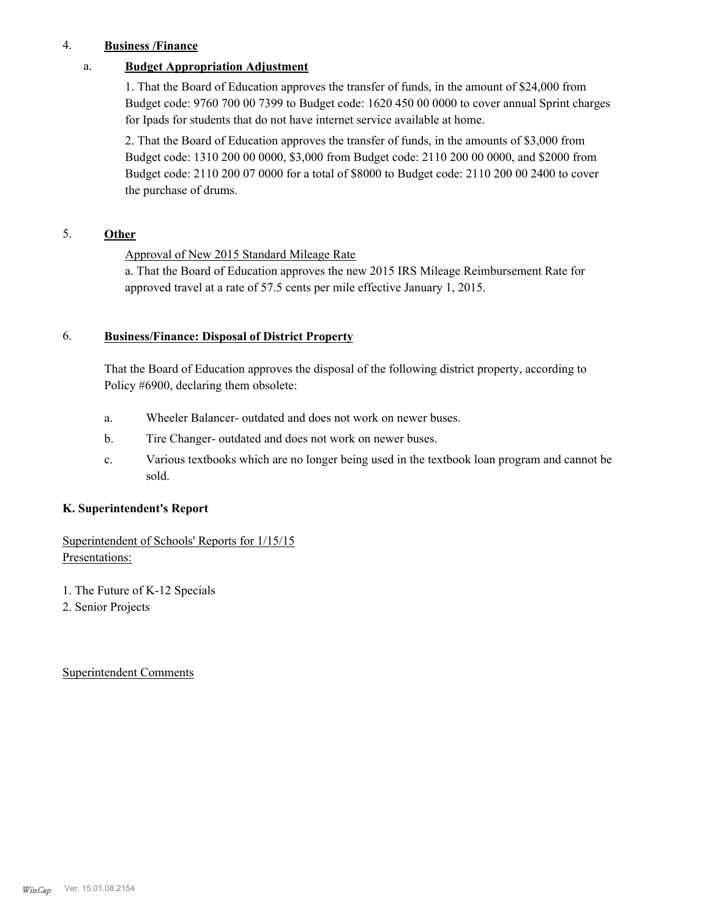4. **Business /Finance**

a. **Budget Appropriation Adjustment**

1. That the Board of Education approves the transfer of funds, in the amount of $24,000 from Budget code: 9760 700 00 7399 to Budget code: 1620 450 00 0000 to cover annual Sprint charges for Ipads for students that do not have internet service available at home.

2. That the Board of Education approves the transfer of funds, in the amounts of $3,000 from Budget code: 1310 200 00 0000, $3,000 from Budget code: 2110 200 00 0000, and $2000 from Budget code: 2110 200 07 0000 for a total of $8000 to Budget code: 2110 200 00 2400 to cover the purchase of drums.

5. **Other**

Approval of New 2015 Standard Mileage Rate

a. That the Board of Education approves the new 2015 IRS Mileage Reimbursement Rate for approved travel at a rate of 57.5 cents per mile effective January 1, 2015.

6. **Business/Finance: Disposal of District Property**

That the Board of Education approves the disposal of the following district property, according to Policy #6900, declaring them obsolete:

a. Wheeler Balancer- outdated and does not work on newer buses.

b. Tire Changer- outdated and does not work on newer buses.

c. Various textbooks which are no longer being used in the textbook loan program and cannot be sold.

**K. Superintendent's Report**

Superintendent of Schools' Reports for 1/15/15
Presentations:

1. The Future of K-12 Specials
2. Senior Projects

Superintendent Comments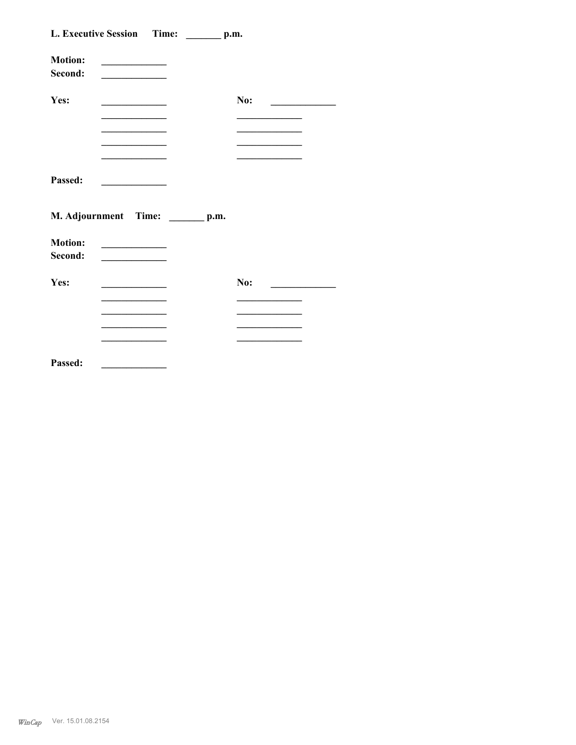**L. Executive Session     Time: _______ p.m.**

**Motion:** _____________
**Second:** _____________

| | | | |
|---|---|---|---|
| **Yes:** | _____________ | **No:** | _____________ |
| | _____________ | | _____________ |
| | _____________ | | _____________ |
| | _____________ | | _____________ |
| | _____________ | | _____________ |

**Passed:** _____________

**M. Adjournment     Time: _______ p.m.**

**Motion:** _____________
**Second:** _____________

| | | | |
|---|---|---|---|
| **Yes:** | _____________ | **No:** | _____________ |
| | _____________ | | _____________ |
| | _____________ | | _____________ |
| | _____________ | | _____________ |
| | _____________ | | _____________ |

**Passed:** _____________

*WinCap* Ver. 15.01.08.2154